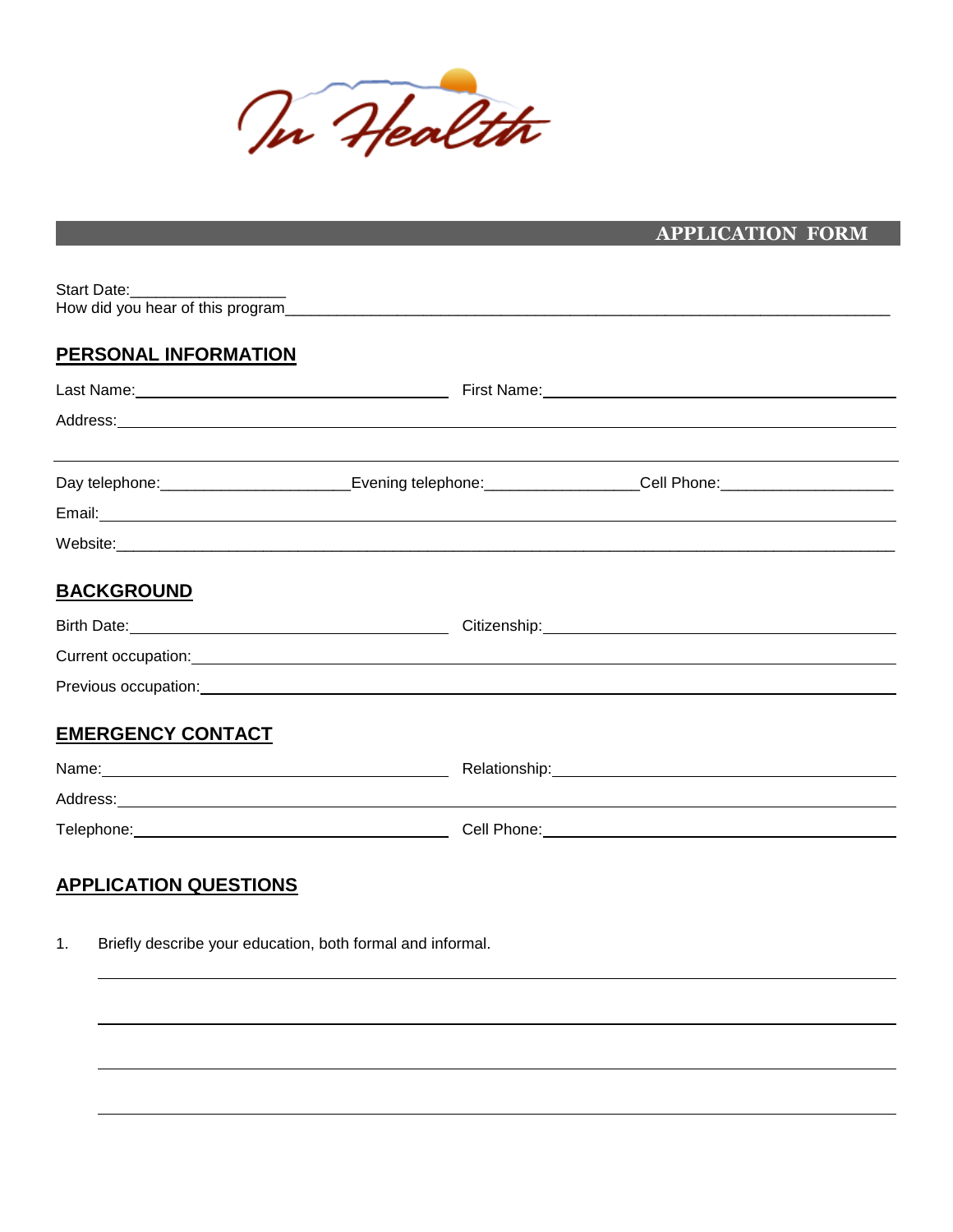In Health

## APPLICATION FORM

Start Date:_________________
How did you hear of this program___________________________________________________________________

## PERSONAL INFORMATION

Last Name:_________________________ First Name:_________________________

Address:___________________________________________________________________

___________________________________________________________________________

Day telephone:_____________________ Evening telephone:_________________ Cell Phone:____________________

Email:_____________________________________________________________________

Website:___________________________________________________________________

## BACKGROUND

Birth Date:_________________________ Citizenship:_________________________

Current occupation:_________________________________________________________

Previous occupation:________________________________________________________

## EMERGENCY CONTACT

Name:_____________________________ Relationship:_________________________

Address:___________________________________________________________________

Telephone:_________________________ Cell Phone:_________________________

## APPLICATION QUESTIONS

1. Briefly describe your education, both formal and informal.

___________________________________________________________________________

___________________________________________________________________________

___________________________________________________________________________

___________________________________________________________________________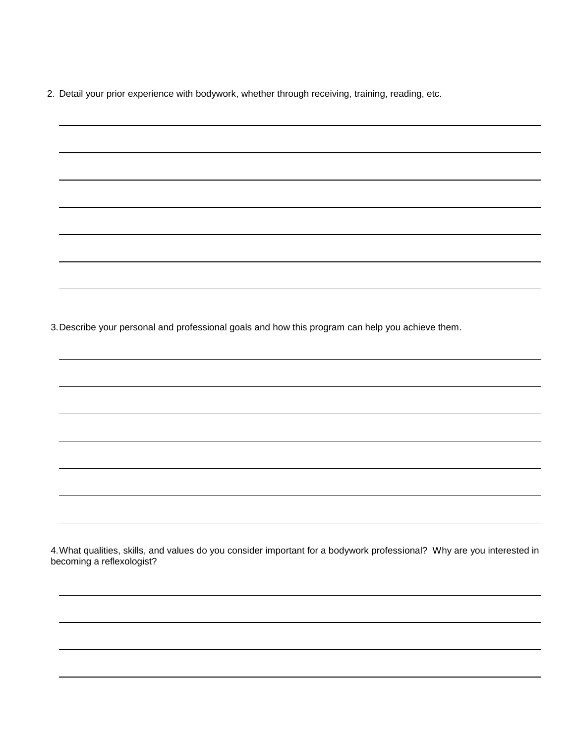2. Detail your prior experience with bodywork, whether through receiving, training, reading, etc.

3. Describe your personal and professional goals and how this program can help you achieve them.

4. What qualities, skills, and values do you consider important for a bodywork professional? Why are you interested in becoming a reflexologist?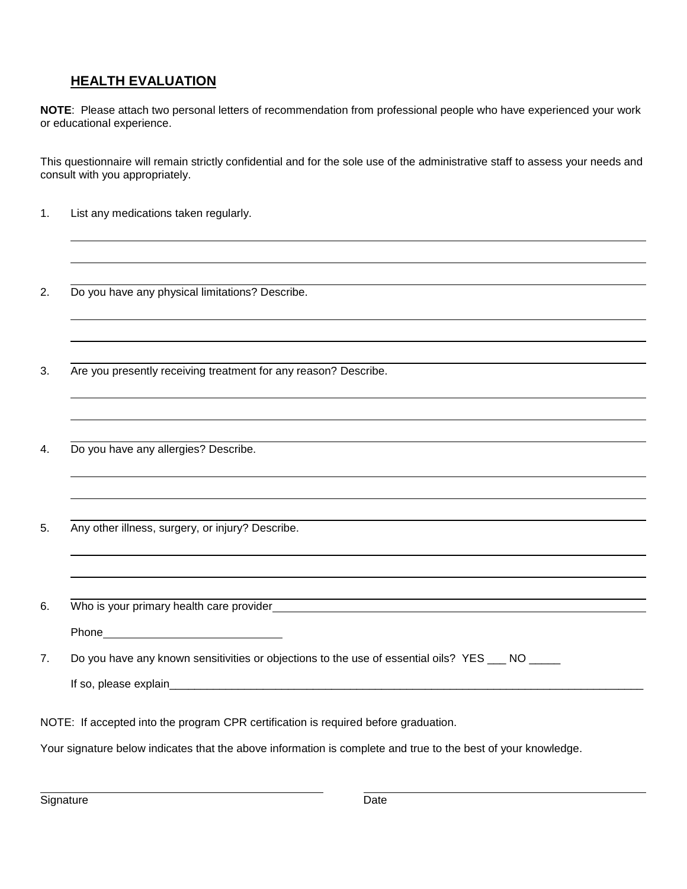## HEALTH EVALUATION

**NOTE**: Please attach two personal letters of recommendation from professional people who have experienced your work or educational experience.

This questionnaire will remain strictly confidential and for the sole use of the administrative staff to assess your needs and consult with you appropriately.

1. List any medications taken regularly.

\_\_\_\_\_\_\_\_\_\_\_\_\_\_\_\_\_\_\_\_\_\_\_\_\_\_\_\_\_\_\_\_\_\_\_\_\_\_\_\_\_\_\_\_\_\_\_\_\_\_\_\_\_\_\_\_\_\_\_\_\_\_\_\_\_\_\_\_\_\_\_\_\_\_\_\_\_\_

\_\_\_\_\_\_\_\_\_\_\_\_\_\_\_\_\_\_\_\_\_\_\_\_\_\_\_\_\_\_\_\_\_\_\_\_\_\_\_\_\_\_\_\_\_\_\_\_\_\_\_\_\_\_\_\_\_\_\_\_\_\_\_\_\_\_\_\_\_\_\_\_\_\_\_\_\_\_

\_\_\_\_\_\_\_\_\_\_\_\_\_\_\_\_\_\_\_\_\_\_\_\_\_\_\_\_\_\_\_\_\_\_\_\_\_\_\_\_\_\_\_\_\_\_\_\_\_\_\_\_\_\_\_\_\_\_\_\_\_\_\_\_\_\_\_\_\_\_\_\_\_\_\_\_\_\_

2. Do you have any physical limitations? Describe.

\_\_\_\_\_\_\_\_\_\_\_\_\_\_\_\_\_\_\_\_\_\_\_\_\_\_\_\_\_\_\_\_\_\_\_\_\_\_\_\_\_\_\_\_\_\_\_\_\_\_\_\_\_\_\_\_\_\_\_\_\_\_\_\_\_\_\_\_\_\_\_\_\_\_\_\_\_\_

\_\_\_\_\_\_\_\_\_\_\_\_\_\_\_\_\_\_\_\_\_\_\_\_\_\_\_\_\_\_\_\_\_\_\_\_\_\_\_\_\_\_\_\_\_\_\_\_\_\_\_\_\_\_\_\_\_\_\_\_\_\_\_\_\_\_\_\_\_\_\_\_\_\_\_\_\_\_

\_\_\_\_\_\_\_\_\_\_\_\_\_\_\_\_\_\_\_\_\_\_\_\_\_\_\_\_\_\_\_\_\_\_\_\_\_\_\_\_\_\_\_\_\_\_\_\_\_\_\_\_\_\_\_\_\_\_\_\_\_\_\_\_\_\_\_\_\_\_\_\_\_\_\_\_\_\_

3. Are you presently receiving treatment for any reason? Describe.

\_\_\_\_\_\_\_\_\_\_\_\_\_\_\_\_\_\_\_\_\_\_\_\_\_\_\_\_\_\_\_\_\_\_\_\_\_\_\_\_\_\_\_\_\_\_\_\_\_\_\_\_\_\_\_\_\_\_\_\_\_\_\_\_\_\_\_\_\_\_\_\_\_\_\_\_\_\_

\_\_\_\_\_\_\_\_\_\_\_\_\_\_\_\_\_\_\_\_\_\_\_\_\_\_\_\_\_\_\_\_\_\_\_\_\_\_\_\_\_\_\_\_\_\_\_\_\_\_\_\_\_\_\_\_\_\_\_\_\_\_\_\_\_\_\_\_\_\_\_\_\_\_\_\_\_\_

\_\_\_\_\_\_\_\_\_\_\_\_\_\_\_\_\_\_\_\_\_\_\_\_\_\_\_\_\_\_\_\_\_\_\_\_\_\_\_\_\_\_\_\_\_\_\_\_\_\_\_\_\_\_\_\_\_\_\_\_\_\_\_\_\_\_\_\_\_\_\_\_\_\_\_\_\_\_

4. Do you have any allergies? Describe.

\_\_\_\_\_\_\_\_\_\_\_\_\_\_\_\_\_\_\_\_\_\_\_\_\_\_\_\_\_\_\_\_\_\_\_\_\_\_\_\_\_\_\_\_\_\_\_\_\_\_\_\_\_\_\_\_\_\_\_\_\_\_\_\_\_\_\_\_\_\_\_\_\_\_\_\_\_\_

\_\_\_\_\_\_\_\_\_\_\_\_\_\_\_\_\_\_\_\_\_\_\_\_\_\_\_\_\_\_\_\_\_\_\_\_\_\_\_\_\_\_\_\_\_\_\_\_\_\_\_\_\_\_\_\_\_\_\_\_\_\_\_\_\_\_\_\_\_\_\_\_\_\_\_\_\_\_

\_\_\_\_\_\_\_\_\_\_\_\_\_\_\_\_\_\_\_\_\_\_\_\_\_\_\_\_\_\_\_\_\_\_\_\_\_\_\_\_\_\_\_\_\_\_\_\_\_\_\_\_\_\_\_\_\_\_\_\_\_\_\_\_\_\_\_\_\_\_\_\_\_\_\_\_\_\_

5. Any other illness, surgery, or injury? Describe.

\_\_\_\_\_\_\_\_\_\_\_\_\_\_\_\_\_\_\_\_\_\_\_\_\_\_\_\_\_\_\_\_\_\_\_\_\_\_\_\_\_\_\_\_\_\_\_\_\_\_\_\_\_\_\_\_\_\_\_\_\_\_\_\_\_\_\_\_\_\_\_\_\_\_\_\_\_\_

\_\_\_\_\_\_\_\_\_\_\_\_\_\_\_\_\_\_\_\_\_\_\_\_\_\_\_\_\_\_\_\_\_\_\_\_\_\_\_\_\_\_\_\_\_\_\_\_\_\_\_\_\_\_\_\_\_\_\_\_\_\_\_\_\_\_\_\_\_\_\_\_\_\_\_\_\_\_

\_\_\_\_\_\_\_\_\_\_\_\_\_\_\_\_\_\_\_\_\_\_\_\_\_\_\_\_\_\_\_\_\_\_\_\_\_\_\_\_\_\_\_\_\_\_\_\_\_\_\_\_\_\_\_\_\_\_\_\_\_\_\_\_\_\_\_\_\_\_\_\_\_\_\_\_\_\_

6. Who is your primary health care provider\_\_\_\_\_\_\_\_\_\_\_\_\_\_\_\_\_\_\_\_\_\_\_\_\_\_\_\_\_\_\_\_\_\_\_\_\_\_\_\_\_\_\_\_

   Phone\_\_\_\_\_\_\_\_\_\_\_\_\_\_\_\_\_\_\_\_\_\_\_\_\_\_\_\_

7. Do you have any known sensitivities or objections to the use of essential oils? YES \_\_\_ NO \_\_\_\_\_

   If so, please explain\_\_\_\_\_\_\_\_\_\_\_\_\_\_\_\_\_\_\_\_\_\_\_\_\_\_\_\_\_\_\_\_\_\_\_\_\_\_\_\_\_\_\_\_\_\_\_\_\_\_\_\_\_\_\_\_\_\_\_\_\_\_\_\_\_\_\_\_\_\_\_\_\_\_\_\_\_\_\_\_\_\_

NOTE: If accepted into the program CPR certification is required before graduation.

Your signature below indicates that the above information is complete and true to the best of your knowledge.

\_\_\_\_\_\_\_\_\_\_\_\_\_\_\_\_\_\_\_\_\_\_\_\_\_\_\_\_\_\_\_\_\_\_\_\_\_\_\_ \_\_\_\_\_\_\_\_\_\_\_\_\_\_\_\_\_\_\_\_\_\_\_\_\_\_\_\_\_\_\_\_\_\_\_\_\_\_\_

Signature Date